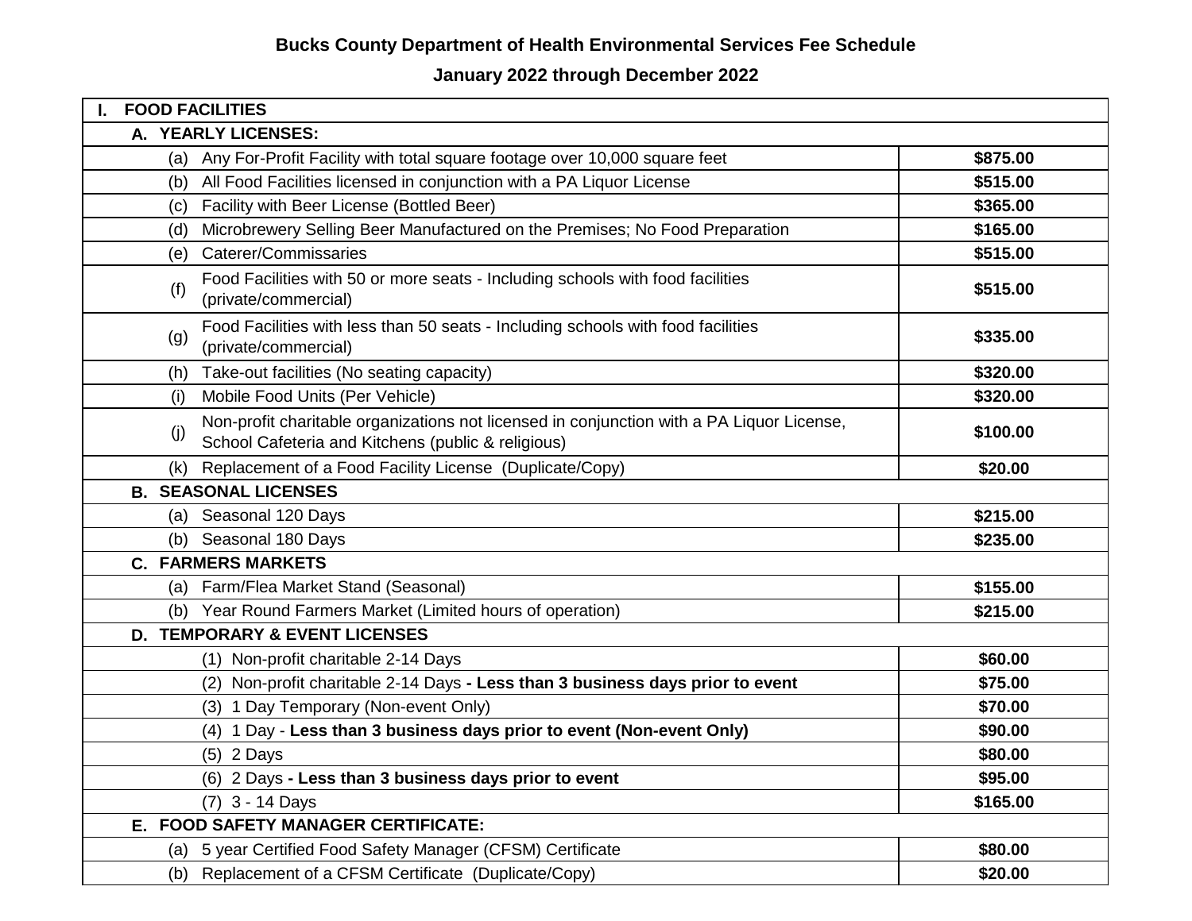**Bucks County Department of Health Environmental Services Fee Schedule**

**January 2022 through December 2022**

| **I. FOOD FACILITIES** | |
|---|---|
| **A. YEARLY LICENSES:** | |
| (a) Any For-Profit Facility with total square footage over 10,000 square feet | **$875.00** |
| (b) All Food Facilities licensed in conjunction with a PA Liquor License | **$515.00** |
| (c) Facility with Beer License (Bottled Beer) | **$365.00** |
| (d) Microbrewery Selling Beer Manufactured on the Premises; No Food Preparation | **$165.00** |
| (e) Caterer/Commissaries | **$515.00** |
| (f) Food Facilities with 50 or more seats - Including schools with food facilities (private/commercial) | **$515.00** |
| (g) Food Facilities with less than 50 seats - Including schools with food facilities (private/commercial) | **$335.00** |
| (h) Take-out facilities (No seating capacity) | **$320.00** |
| (i) Mobile Food Units (Per Vehicle) | **$320.00** |
| (j) Non-profit charitable organizations not licensed in conjunction with a PA Liquor License, School Cafeteria and Kitchens (public & religious) | **$100.00** |
| (k) Replacement of a Food Facility License (Duplicate/Copy) | **$20.00** |
| **B. SEASONAL LICENSES** | |
| (a) Seasonal 120 Days | **$215.00** |
| (b) Seasonal 180 Days | **$235.00** |
| **C. FARMERS MARKETS** | |
| (a) Farm/Flea Market Stand (Seasonal) | **$155.00** |
| (b) Year Round Farmers Market (Limited hours of operation) | **$215.00** |
| **D. TEMPORARY & EVENT LICENSES** | |
| (1) Non-profit charitable 2-14 Days | **$60.00** |
| (2) Non-profit charitable 2-14 Days **- Less than 3 business days prior to event** | **$75.00** |
| (3) 1 Day Temporary (Non-event Only) | **$70.00** |
| (4) 1 Day - **Less than 3 business days prior to event (Non-event Only)** | **$90.00** |
| (5) 2 Days | **$80.00** |
| (6) 2 Days **- Less than 3 business days prior to event** | **$95.00** |
| (7) 3 - 14 Days | **$165.00** |
| **E. FOOD SAFETY MANAGER CERTIFICATE:** | |
| (a) 5 year Certified Food Safety Manager (CFSM) Certificate | **$80.00** |
| (b) Replacement of a CFSM Certificate (Duplicate/Copy) | **$20.00** |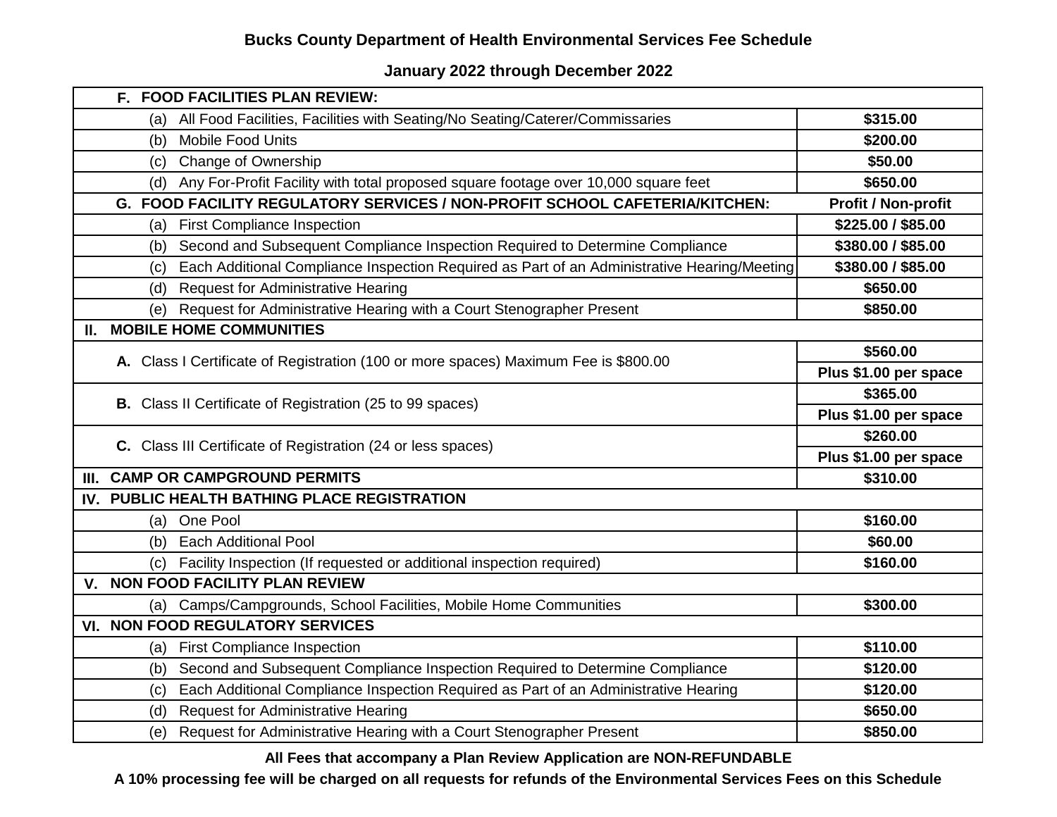**Bucks County Department of Health Environmental Services Fee Schedule**

**January 2022 through December 2022**

| | |
|---|---|
| **F. FOOD FACILITIES PLAN REVIEW:** | |
| (a) All Food Facilities, Facilities with Seating/No Seating/Caterer/Commissaries | **$315.00** |
| (b) Mobile Food Units | **$200.00** |
| (c) Change of Ownership | **$50.00** |
| (d) Any For-Profit Facility with total proposed square footage over 10,000 square feet | **$650.00** |
| **G. FOOD FACILITY REGULATORY SERVICES / NON-PROFIT SCHOOL CAFETERIA/KITCHEN:** | **Profit / Non-profit** |
| (a) First Compliance Inspection | **$225.00 / $85.00** |
| (b) Second and Subsequent Compliance Inspection Required to Determine Compliance | **$380.00 / $85.00** |
| (c) Each Additional Compliance Inspection Required as Part of an Administrative Hearing/Meeting | **$380.00 / $85.00** |
| (d) Request for Administrative Hearing | **$650.00** |
| (e) Request for Administrative Hearing with a Court Stenographer Present | **$850.00** |
| **II. MOBILE HOME COMMUNITIES** | |
| **A.** Class I Certificate of Registration (100 or more spaces) Maximum Fee is $800.00 | **$560.00** |
| | **Plus $1.00 per space** |
| **B.** Class II Certificate of Registration (25 to 99 spaces) | **$365.00** |
| | **Plus $1.00 per space** |
| **C.** Class III Certificate of Registration (24 or less spaces) | **$260.00** |
| | **Plus $1.00 per space** |
| **III. CAMP OR CAMPGROUND PERMITS** | **$310.00** |
| **IV. PUBLIC HEALTH BATHING PLACE REGISTRATION** | |
| (a) One Pool | **$160.00** |
| (b) Each Additional Pool | **$60.00** |
| (c) Facility Inspection (If requested or additional inspection required) | **$160.00** |
| **V. NON FOOD FACILITY PLAN REVIEW** | |
| (a) Camps/Campgrounds, School Facilities, Mobile Home Communities | **$300.00** |
| **VI. NON FOOD REGULATORY SERVICES** | |
| (a) First Compliance Inspection | **$110.00** |
| (b) Second and Subsequent Compliance Inspection Required to Determine Compliance | **$120.00** |
| (c) Each Additional Compliance Inspection Required as Part of an Administrative Hearing | **$120.00** |
| (d) Request for Administrative Hearing | **$650.00** |
| (e) Request for Administrative Hearing with a Court Stenographer Present | **$850.00** |

**All Fees that accompany a Plan Review Application are NON-REFUNDABLE**

**A 10% processing fee will be charged on all requests for refunds of the Environmental Services Fees on this Schedule**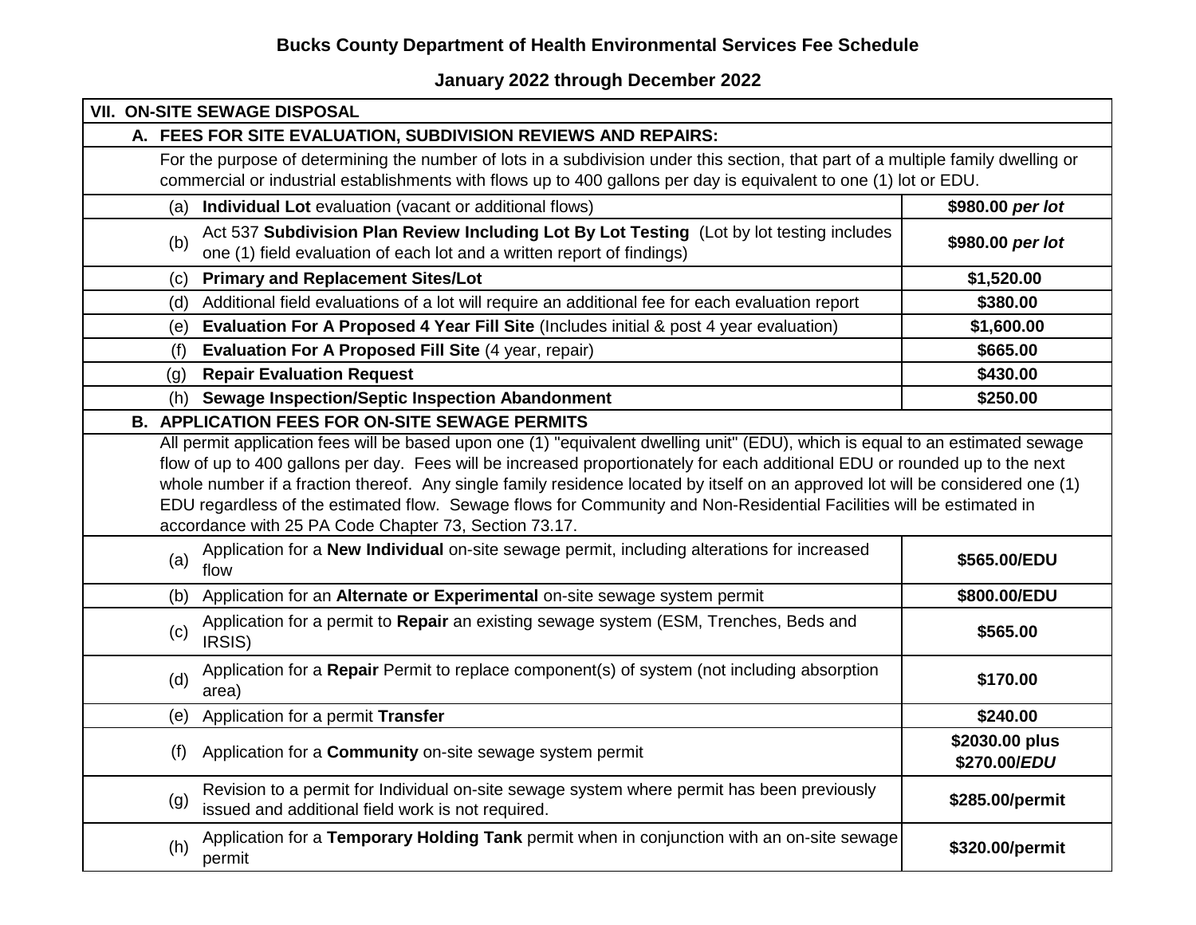**Bucks County Department of Health Environmental Services Fee Schedule**

**January 2022 through December 2022**

| VII. ON-SITE SEWAGE DISPOSAL | |
|---|---|
| **A. FEES FOR SITE EVALUATION, SUBDIVISION REVIEWS AND REPAIRS:** | |
| For the purpose of determining the number of lots in a subdivision under this section, that part of a multiple family dwelling or commercial or industrial establishments with flows up to 400 gallons per day is equivalent to one (1) lot or EDU. | |
| (a) **Individual Lot** evaluation (vacant or additional flows) | **$980.00 *per lot*** |
| (b) Act 537 **Subdivision Plan Review Including Lot By Lot Testing** (Lot by lot testing includes one (1) field evaluation of each lot and a written report of findings) | **$980.00 *per lot*** |
| (c) **Primary and Replacement Sites/Lot** | **$1,520.00** |
| (d) Additional field evaluations of a lot will require an additional fee for each evaluation report | **$380.00** |
| (e) **Evaluation For A Proposed 4 Year Fill Site** (Includes initial & post 4 year evaluation) | **$1,600.00** |
| (f) **Evaluation For A Proposed Fill Site** (4 year, repair) | **$665.00** |
| (g) **Repair Evaluation Request** | **$430.00** |
| (h) **Sewage Inspection/Septic Inspection Abandonment** | **$250.00** |
| **B. APPLICATION FEES FOR ON-SITE SEWAGE PERMITS** | |
| All permit application fees will be based upon one (1) "equivalent dwelling unit" (EDU), which is equal to an estimated sewage flow of up to 400 gallons per day. Fees will be increased proportionately for each additional EDU or rounded up to the next whole number if a fraction thereof. Any single family residence located by itself on an approved lot will be considered one (1) EDU regardless of the estimated flow. Sewage flows for Community and Non-Residential Facilities will be estimated in accordance with 25 PA Code Chapter 73, Section 73.17. | |
| (a) Application for a **New Individual** on-site sewage permit, including alterations for increased flow | **$565.00/EDU** |
| (b) Application for an **Alternate or Experimental** on-site sewage system permit | **$800.00/EDU** |
| (c) Application for a permit to **Repair** an existing sewage system (ESM, Trenches, Beds and IRSIS) | **$565.00** |
| (d) Application for a **Repair** Permit to replace component(s) of system (not including absorption area) | **$170.00** |
| (e) Application for a permit **Transfer** | **$240.00** |
| (f) Application for a **Community** on-site sewage system permit | **$2030.00 plus $270.00/*EDU*** |
| (g) Revision to a permit for Individual on-site sewage system where permit has been previously issued and additional field work is not required. | **$285.00/permit** |
| (h) Application for a **Temporary Holding Tank** permit when in conjunction with an on-site sewage permit | **$320.00/permit** |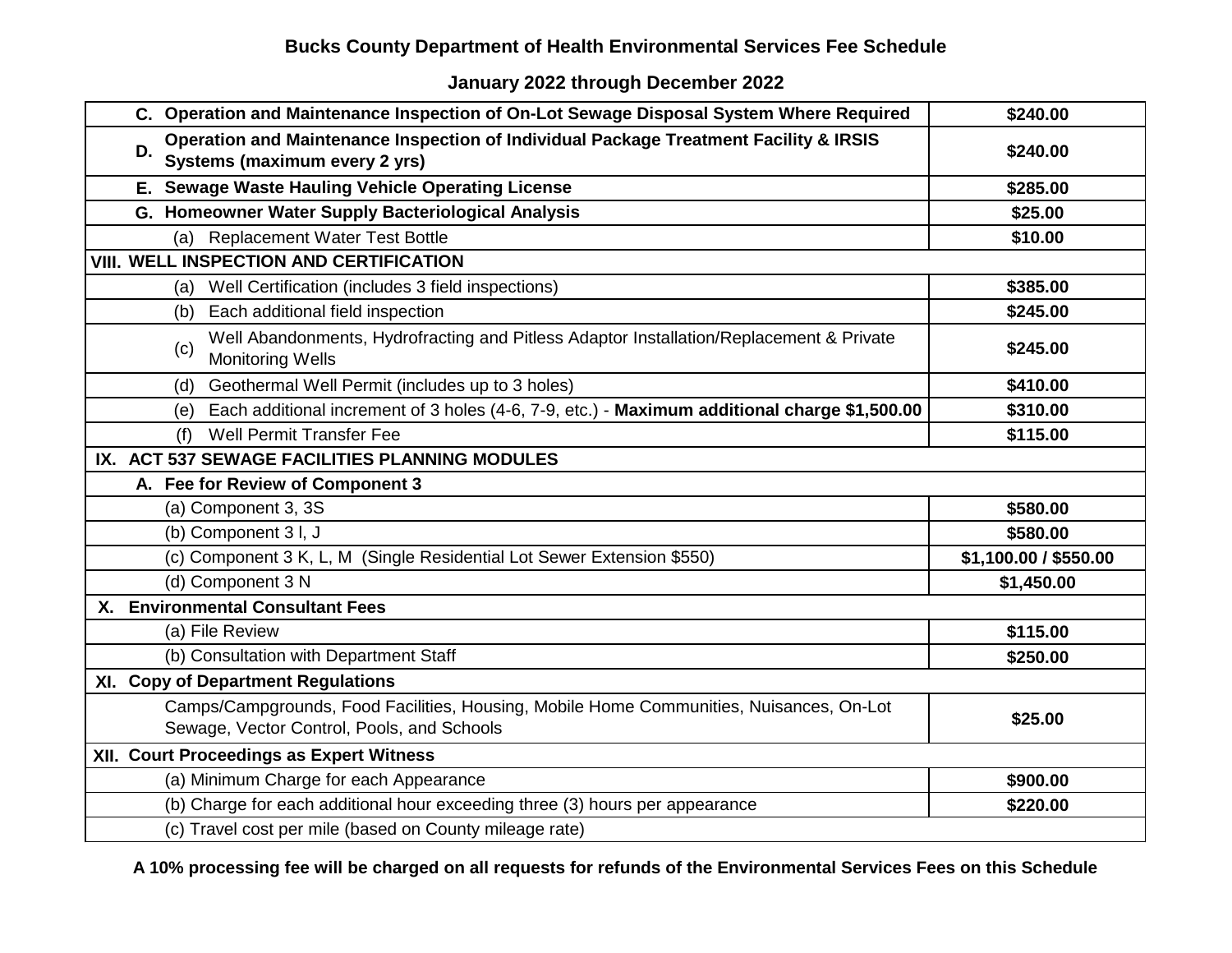# Bucks County Department of Health Environmental Services Fee Schedule

## January 2022 through December 2022

| | |
|---|---|
| **C. Operation and Maintenance Inspection of On-Lot Sewage Disposal System Where Required** | **$240.00** |
| **D. Operation and Maintenance Inspection of Individual Package Treatment Facility & IRSIS Systems (maximum every 2 yrs)** | **$240.00** |
| **E. Sewage Waste Hauling Vehicle Operating License** | **$285.00** |
| **G. Homeowner Water Supply Bacteriological Analysis** | **$25.00** |
| (a) Replacement Water Test Bottle | **$10.00** |
| **VIII. WELL INSPECTION AND CERTIFICATION** | |
| (a) Well Certification (includes 3 field inspections) | **$385.00** |
| (b) Each additional field inspection | **$245.00** |
| (c) Well Abandonments, Hydrofracting and Pitless Adaptor Installation/Replacement & Private Monitoring Wells | **$245.00** |
| (d) Geothermal Well Permit (includes up to 3 holes) | **$410.00** |
| (e) Each additional increment of 3 holes (4-6, 7-9, etc.) - **Maximum additional charge $1,500.00** | **$310.00** |
| (f) Well Permit Transfer Fee | **$115.00** |
| **IX. ACT 537 SEWAGE FACILITIES PLANNING MODULES** | |
| **A. Fee for Review of Component 3** | |
| (a) Component 3, 3S | **$580.00** |
| (b) Component 3 I, J | **$580.00** |
| (c) Component 3 K, L, M (Single Residential Lot Sewer Extension $550) | **$1,100.00 / $550.00** |
| (d) Component 3 N | **$1,450.00** |
| **X. Environmental Consultant Fees** | |
| (a) File Review | **$115.00** |
| (b) Consultation with Department Staff | **$250.00** |
| **XI. Copy of Department Regulations** | |
| Camps/Campgrounds, Food Facilities, Housing, Mobile Home Communities, Nuisances, On-Lot Sewage, Vector Control, Pools, and Schools | **$25.00** |
| **XII. Court Proceedings as Expert Witness** | |
| (a) Minimum Charge for each Appearance | **$900.00** |
| (b) Charge for each additional hour exceeding three (3) hours per appearance | **$220.00** |
| (c) Travel cost per mile (based on County mileage rate) | |

**A 10% processing fee will be charged on all requests for refunds of the Environmental Services Fees on this Schedule**